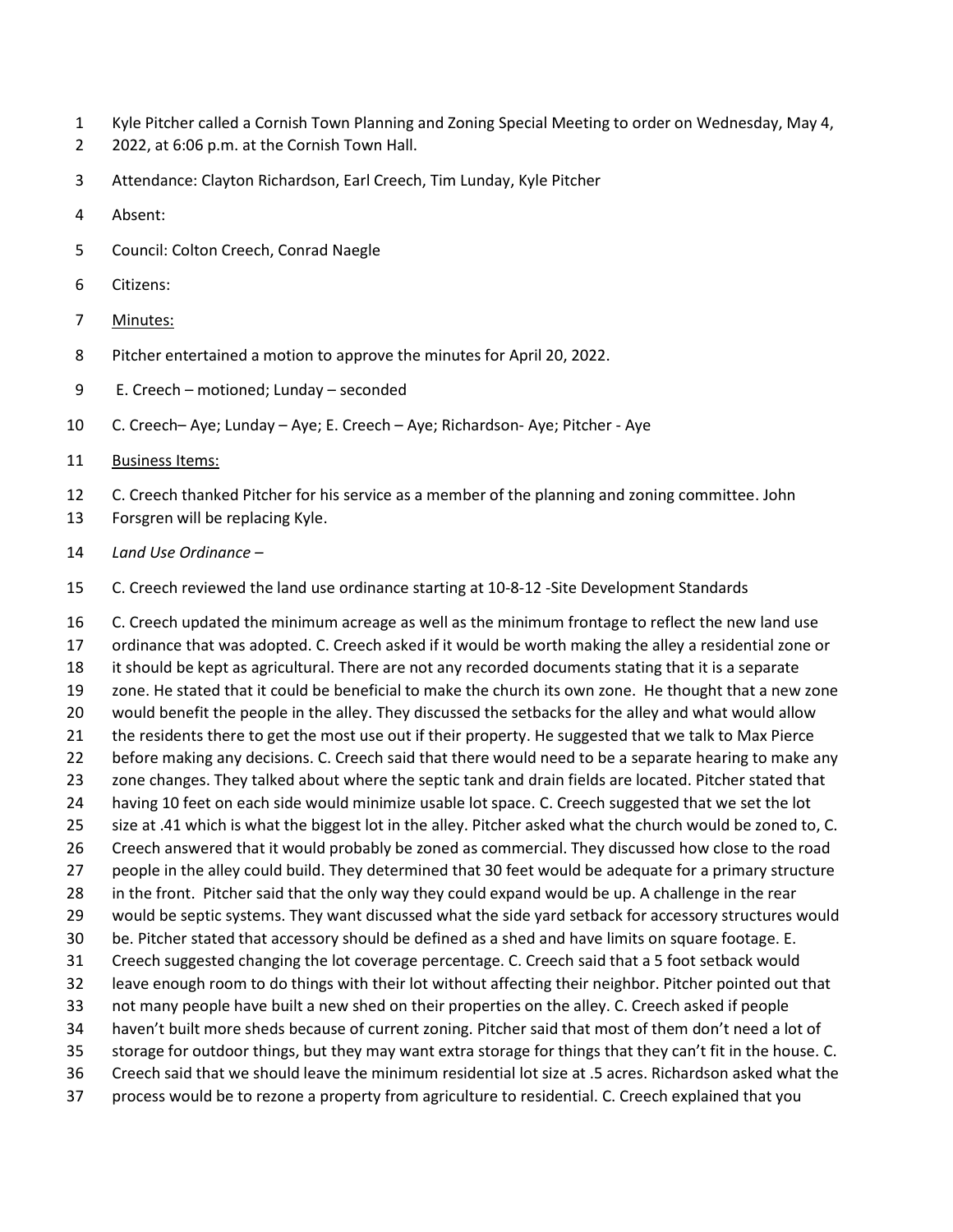Kyle Pitcher called a Cornish Town Planning and Zoning Special Meeting to order on Wednesday, May 4, 2022, at 6:06 p.m. at the Cornish Town Hall.

Attendance: Clayton Richardson, Earl Creech, Tim Lunday, Kyle Pitcher

Absent:

Council: Colton Creech, Conrad Naegle

Citizens:

<u>Minutes:</u>

Pitcher entertained a motion to approve the minutes for April 20, 2022.

E. Creech – motioned; Lunday – seconded

C. Creech– Aye; Lunday – Aye; E. Creech – Aye; Richardson- Aye; Pitcher - Aye

<u>Business Items:</u>

C. Creech thanked Pitcher for his service as a member of the planning and zoning committee. John Forsgren will be replacing Kyle.

*Land Use Ordinance* –

C. Creech reviewed the land use ordinance starting at 10-8-12 -Site Development Standards

C. Creech updated the minimum acreage as well as the minimum frontage to reflect the new land use ordinance that was adopted. C. Creech asked if it would be worth making the alley a residential zone or it should be kept as agricultural. There are not any recorded documents stating that it is a separate zone. He stated that it could be beneficial to make the church its own zone. He thought that a new zone would benefit the people in the alley. They discussed the setbacks for the alley and what would allow the residents there to get the most use out if their property. He suggested that we talk to Max Pierce before making any decisions. C. Creech said that there would need to be a separate hearing to make any zone changes. They talked about where the septic tank and drain fields are located. Pitcher stated that having 10 feet on each side would minimize usable lot space. C. Creech suggested that we set the lot size at .41 which is what the biggest lot in the alley. Pitcher asked what the church would be zoned to, C. Creech answered that it would probably be zoned as commercial. They discussed how close to the road people in the alley could build. They determined that 30 feet would be adequate for a primary structure in the front. Pitcher said that the only way they could expand would be up. A challenge in the rear would be septic systems. They want discussed what the side yard setback for accessory structures would be. Pitcher stated that accessory should be defined as a shed and have limits on square footage. E. Creech suggested changing the lot coverage percentage. C. Creech said that a 5 foot setback would leave enough room to do things with their lot without affecting their neighbor. Pitcher pointed out that not many people have built a new shed on their properties on the alley. C. Creech asked if people haven't built more sheds because of current zoning. Pitcher said that most of them don't need a lot of storage for outdoor things, but they may want extra storage for things that they can't fit in the house. C. Creech said that we should leave the minimum residential lot size at .5 acres. Richardson asked what the process would be to rezone a property from agriculture to residential. C. Creech explained that you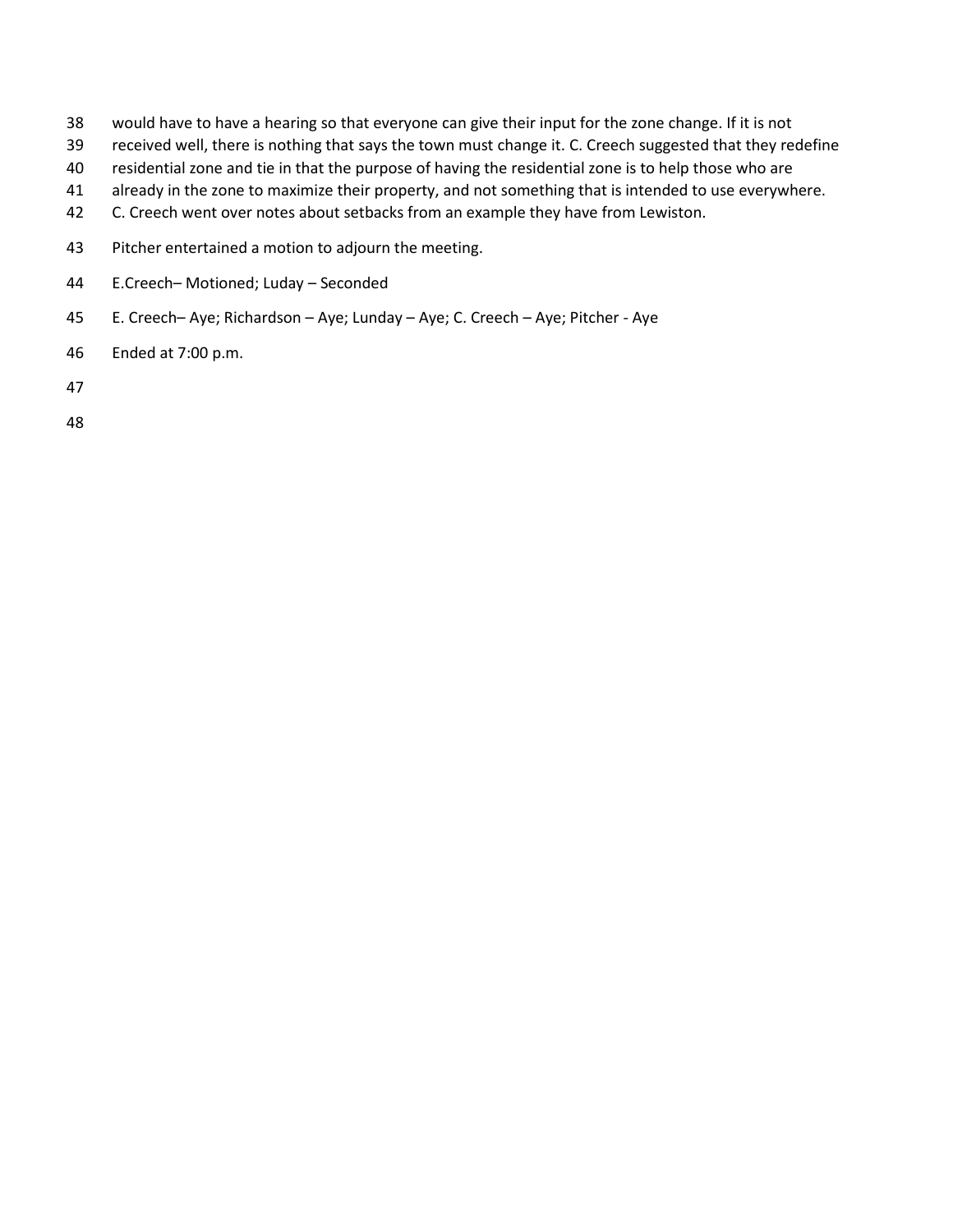would have to have a hearing so that everyone can give their input for the zone change. If it is not received well, there is nothing that says the town must change it. C. Creech suggested that they redefine residential zone and tie in that the purpose of having the residential zone is to help those who are already in the zone to maximize their property, and not something that is intended to use everywhere. C. Creech went over notes about setbacks from an example they have from Lewiston.

Pitcher entertained a motion to adjourn the meeting.

E.Creech– Motioned; Luday – Seconded

E. Creech– Aye; Richardson – Aye; Lunday – Aye; C. Creech – Aye; Pitcher - Aye

Ended at 7:00 p.m.